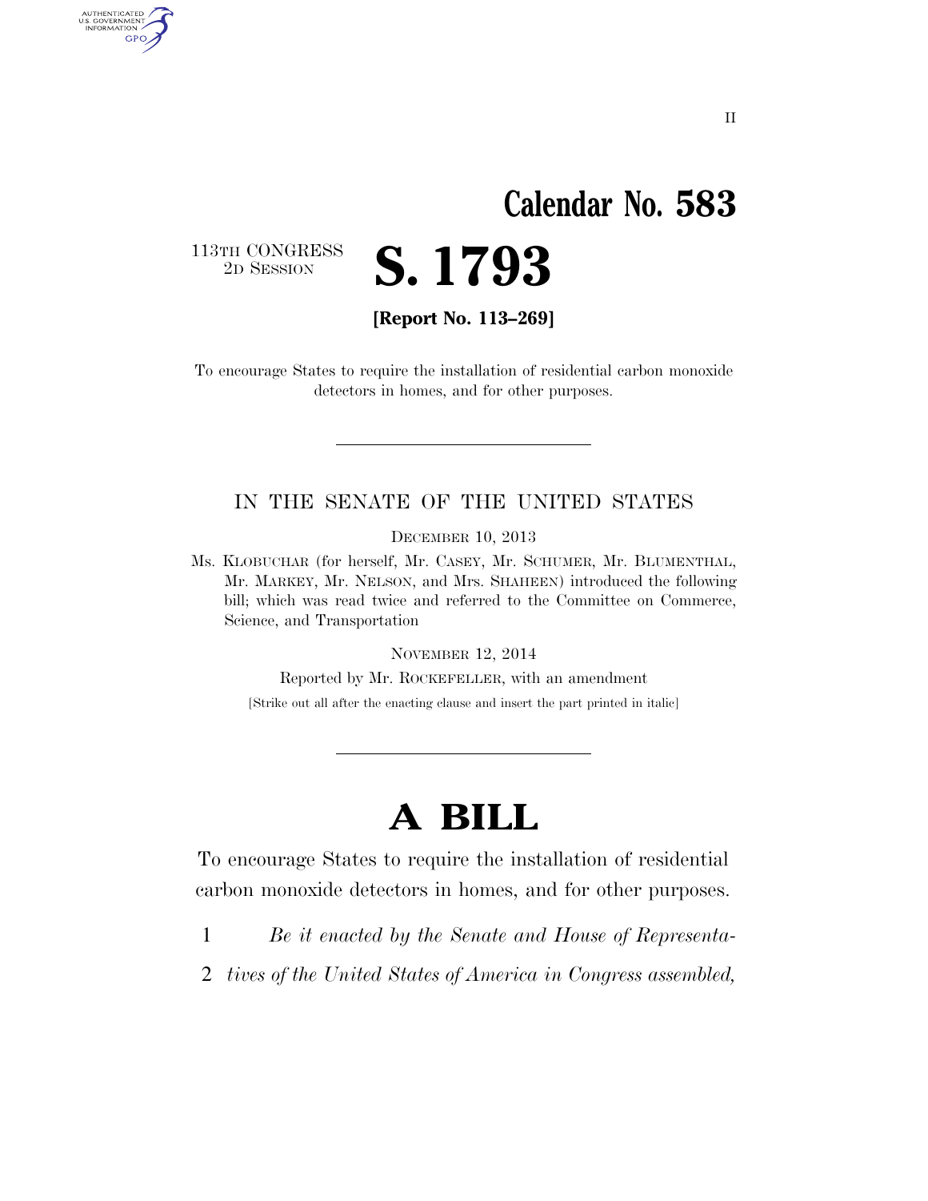Calendar No. 583

113TH CONGRESS
2D SESSION

# S. 1793

**[Report No. 113–269]**

To encourage States to require the installation of residential carbon monoxide detectors in homes, and for other purposes.

IN THE SENATE OF THE UNITED STATES

DECEMBER 10, 2013

Ms. KLOBUCHAR (for herself, Mr. CASEY, Mr. SCHUMER, Mr. BLUMENTHAL, Mr. MARKEY, Mr. NELSON, and Mrs. SHAHEEN) introduced the following bill; which was read twice and referred to the Committee on Commerce, Science, and Transportation

NOVEMBER 12, 2014

Reported by Mr. ROCKEFELLER, with an amendment

[Strike out all after the enacting clause and insert the part printed in italic]

# A BILL

To encourage States to require the installation of residential carbon monoxide detectors in homes, and for other purposes.

1 *Be it enacted by the Senate and House of Representa-*
2 *tives of the United States of America in Congress assembled,*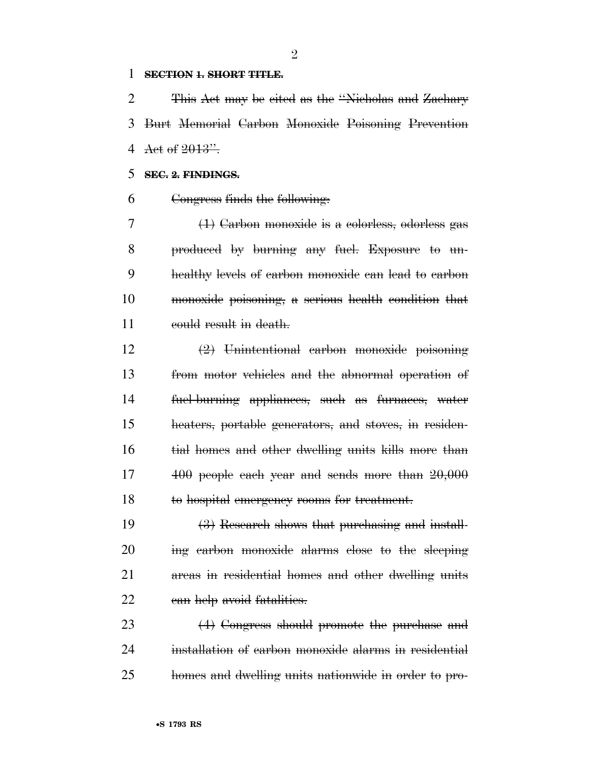~~**SECTION 1. SHORT TITLE.**~~

~~This Act may be cited as the "Nicholas and Zachary Burt Memorial Carbon Monoxide Poisoning Prevention Act of 2013".~~

~~**SEC. 2. FINDINGS.**~~

~~Congress finds the following:~~

~~(1) Carbon monoxide is a colorless, odorless gas produced by burning any fuel. Exposure to unhealthy levels of carbon monoxide can lead to carbon monoxide poisoning, a serious health condition that could result in death.~~

~~(2) Unintentional carbon monoxide poisoning from motor vehicles and the abnormal operation of fuel-burning appliances, such as furnaces, water heaters, portable generators, and stoves, in residential homes and other dwelling units kills more than 400 people each year and sends more than 20,000 to hospital emergency rooms for treatment.~~

~~(3) Research shows that purchasing and installing carbon monoxide alarms close to the sleeping areas in residential homes and other dwelling units can help avoid fatalities.~~

~~(4) Congress should promote the purchase and installation of carbon monoxide alarms in residential homes and dwelling units nationwide in order to pro-~~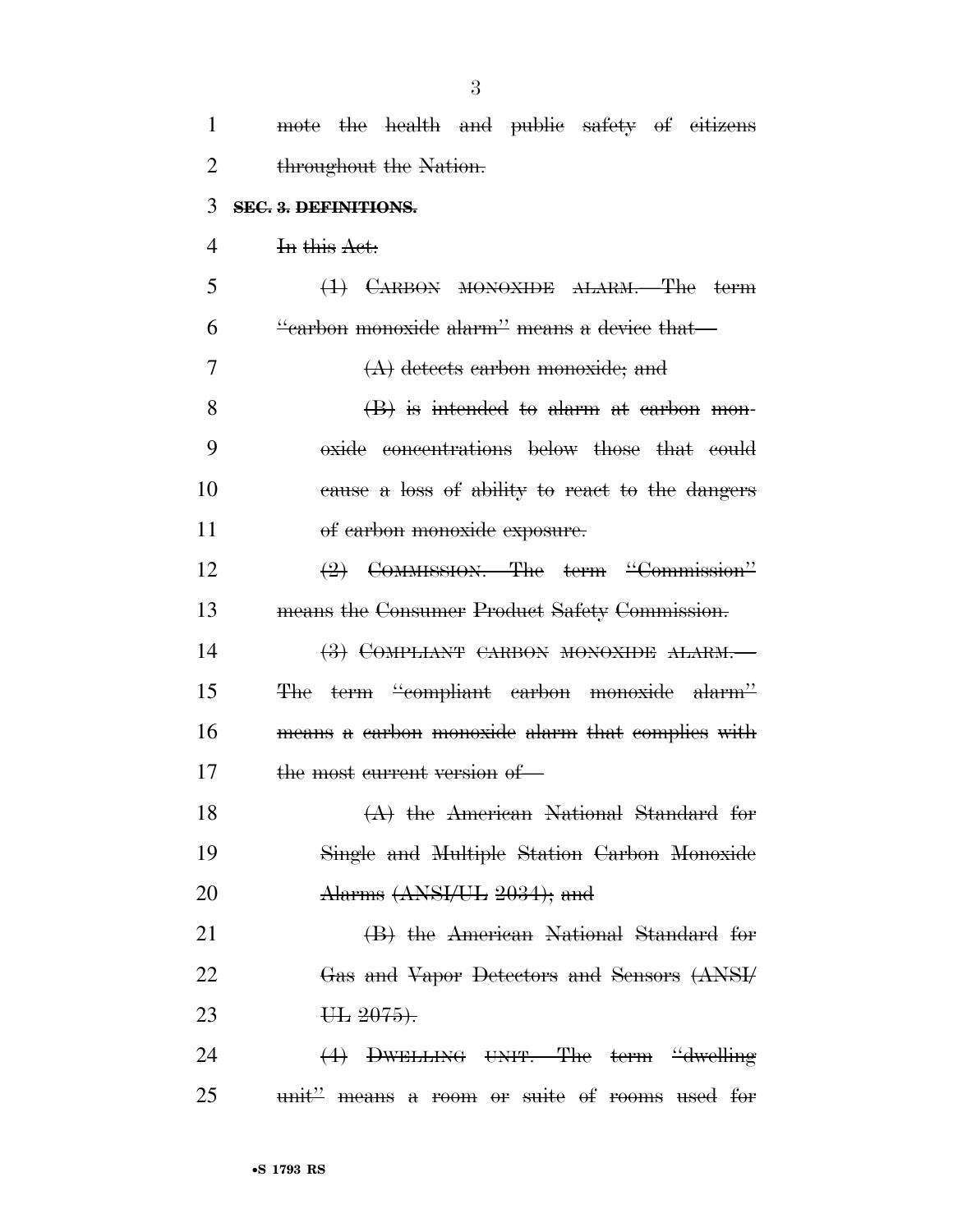~~mote the health and public safety of citizens throughout the Nation.~~

~~**SEC. 3. DEFINITIONS.**~~

~~In this Act:~~

~~(1) CARBON MONOXIDE ALARM.—The term "carbon monoxide alarm" means a device that—~~

~~(A) detects carbon monoxide; and~~

~~(B) is intended to alarm at carbon monoxide concentrations below those that could cause a loss of ability to react to the dangers of carbon monoxide exposure.~~

~~(2) COMMISSION.—The term "Commission" means the Consumer Product Safety Commission.~~

~~(3) COMPLIANT CARBON MONOXIDE ALARM.—The term "compliant carbon monoxide alarm" means a carbon monoxide alarm that complies with the most current version of—~~

~~(A) the American National Standard for Single and Multiple Station Carbon Monoxide Alarms (ANSI/UL 2034); and~~

~~(B) the American National Standard for Gas and Vapor Detectors and Sensors (ANSI/UL 2075).~~

~~(4) DWELLING UNIT.—The term "dwelling unit" means a room or suite of rooms used for~~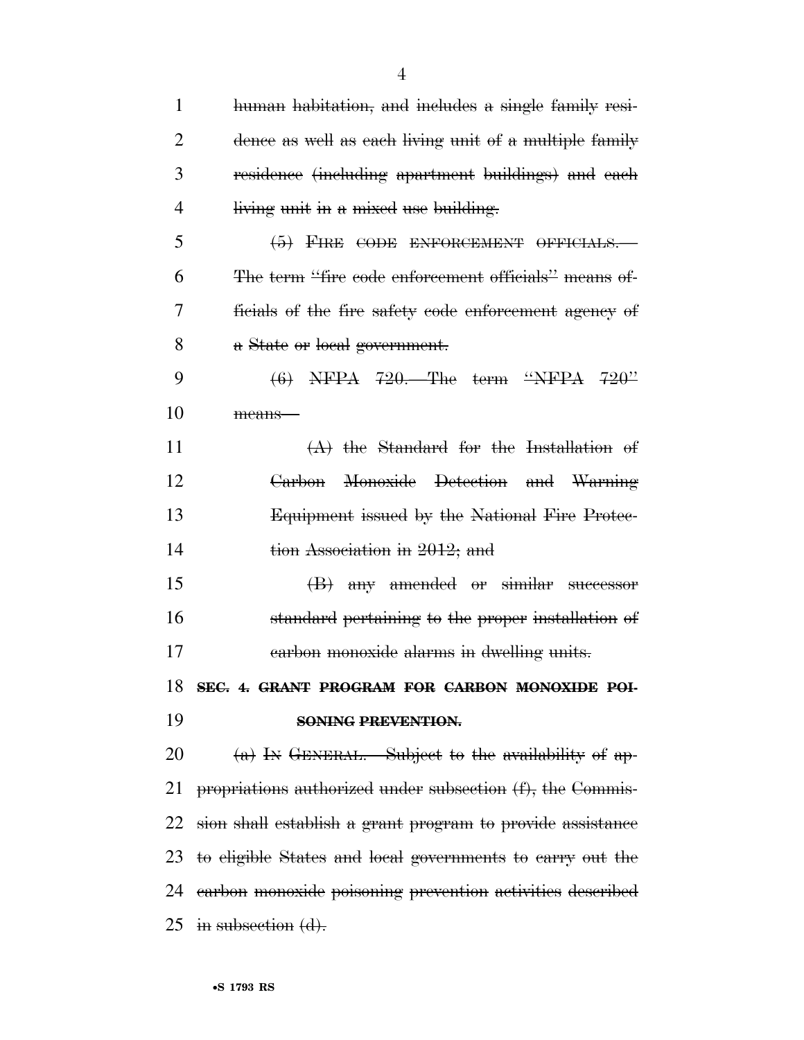~~human habitation, and includes a single family residence as well as each living unit of a multiple family residence (including apartment buildings) and each living unit in a mixed use building.~~

~~(5) FIRE CODE ENFORCEMENT OFFICIALS.—The term "fire code enforcement officials" means officials of the fire safety code enforcement agency of a State or local government.~~

~~(6) NFPA 720.—The term "NFPA 720" means—~~

~~(A) the Standard for the Installation of Carbon Monoxide Detection and Warning Equipment issued by the National Fire Protection Association in 2012; and~~

~~(B) any amended or similar successor standard pertaining to the proper installation of carbon monoxide alarms in dwelling units.~~

~~**SEC. 4. GRANT PROGRAM FOR CARBON MONOXIDE POISONING PREVENTION.**~~

~~(a) IN GENERAL.—Subject to the availability of appropriations authorized under subsection (f), the Commission shall establish a grant program to provide assistance to eligible States and local governments to carry out the carbon monoxide poisoning prevention activities described in subsection (d).~~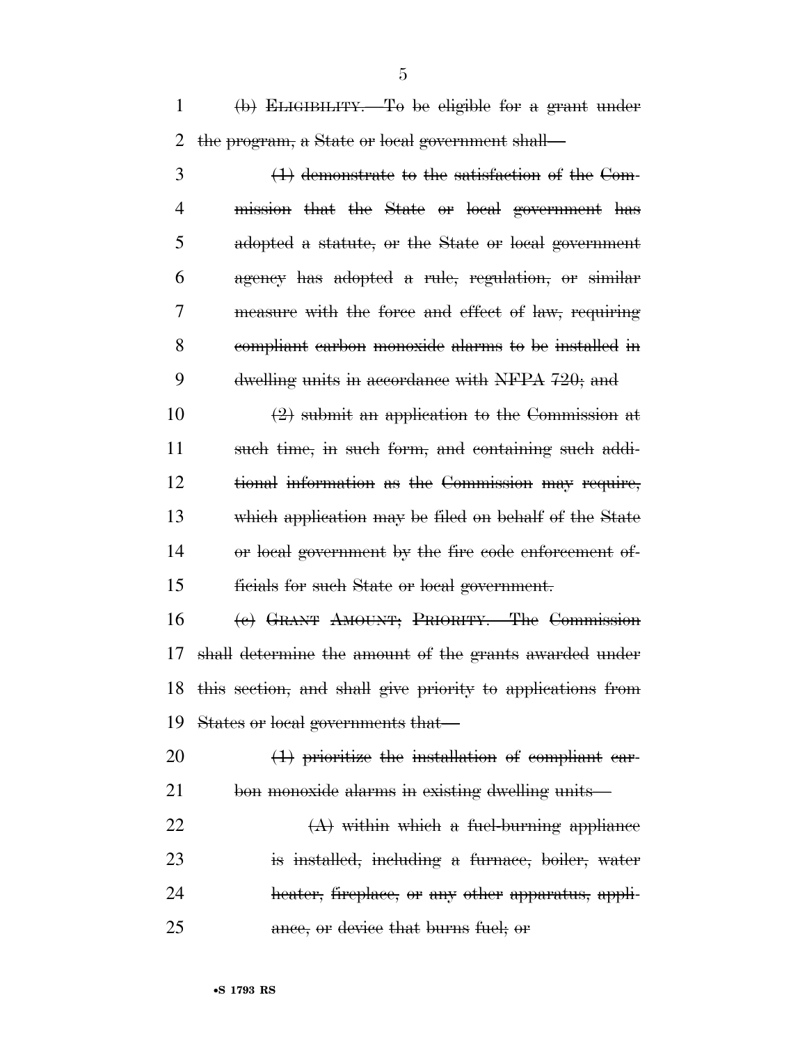~~(b) ELIGIBILITY.—To be eligible for a grant under the program, a State or local government shall—~~

~~(1) demonstrate to the satisfaction of the Commission that the State or local government has adopted a statute, or the State or local government agency has adopted a rule, regulation, or similar measure with the force and effect of law, requiring compliant carbon monoxide alarms to be installed in dwelling units in accordance with NFPA 720; and~~

~~(2) submit an application to the Commission at such time, in such form, and containing such additional information as the Commission may require, which application may be filed on behalf of the State or local government by the fire code enforcement officials for such State or local government.~~

~~(c) GRANT AMOUNT; PRIORITY.—The Commission shall determine the amount of the grants awarded under this section, and shall give priority to applications from States or local governments that—~~

~~(1) prioritize the installation of compliant carbon monoxide alarms in existing dwelling units—~~

~~(A) within which a fuel-burning appliance is installed, including a furnace, boiler, water heater, fireplace, or any other apparatus, appliance, or device that burns fuel; or~~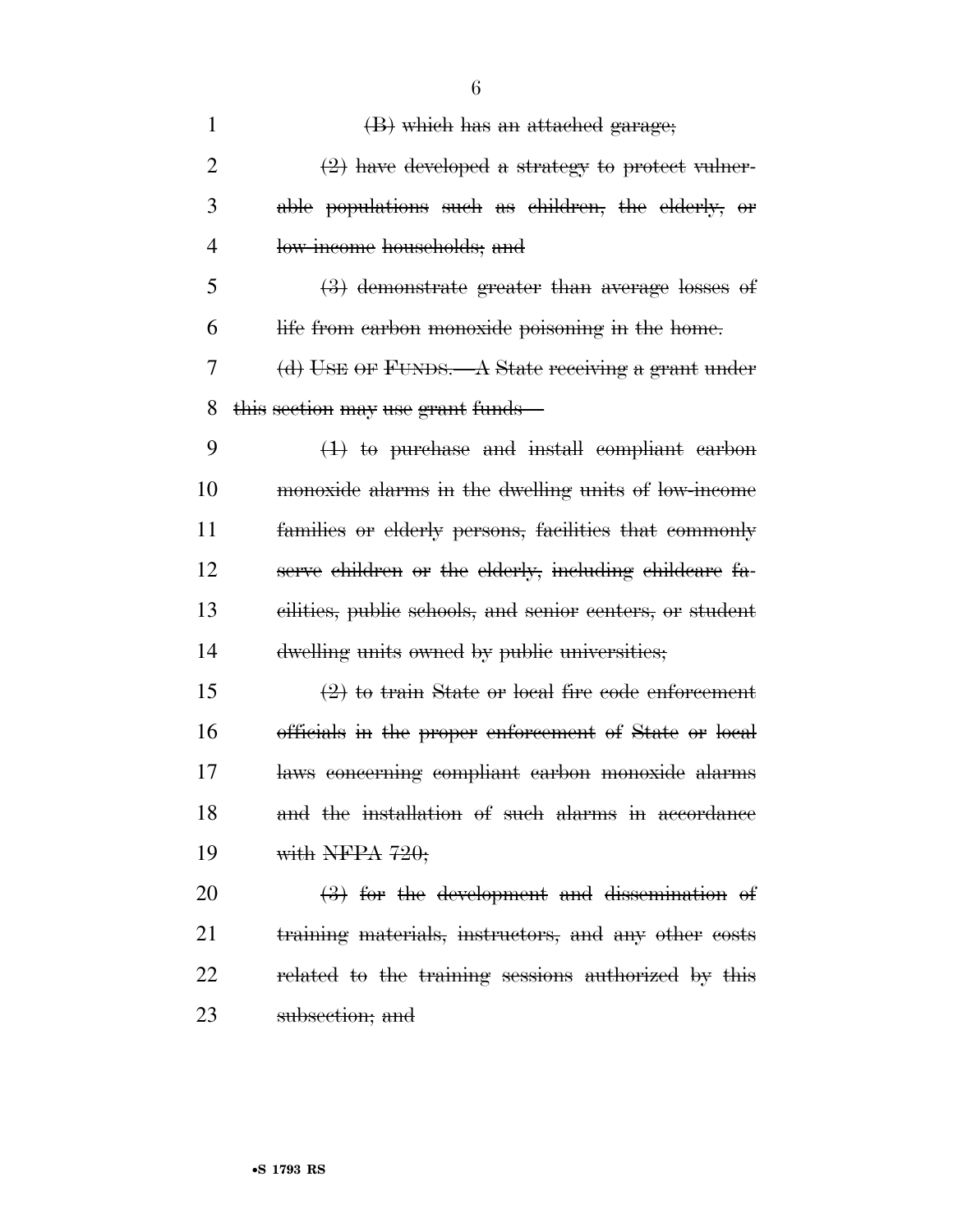~~(B) which has an attached garage;~~

~~(2) have developed a strategy to protect vulnerable populations such as children, the elderly, or low-income households; and~~

~~(3) demonstrate greater than average losses of life from carbon monoxide poisoning in the home.~~

~~(d) USE OF FUNDS.—A State receiving a grant under this section may use grant funds—~~

~~(1) to purchase and install compliant carbon monoxide alarms in the dwelling units of low-income families or elderly persons, facilities that commonly serve children or the elderly, including childcare facilities, public schools, and senior centers, or student dwelling units owned by public universities;~~

~~(2) to train State or local fire code enforcement officials in the proper enforcement of State or local laws concerning compliant carbon monoxide alarms and the installation of such alarms in accordance with NFPA 720;~~

~~(3) for the development and dissemination of training materials, instructors, and any other costs related to the training sessions authorized by this subsection; and~~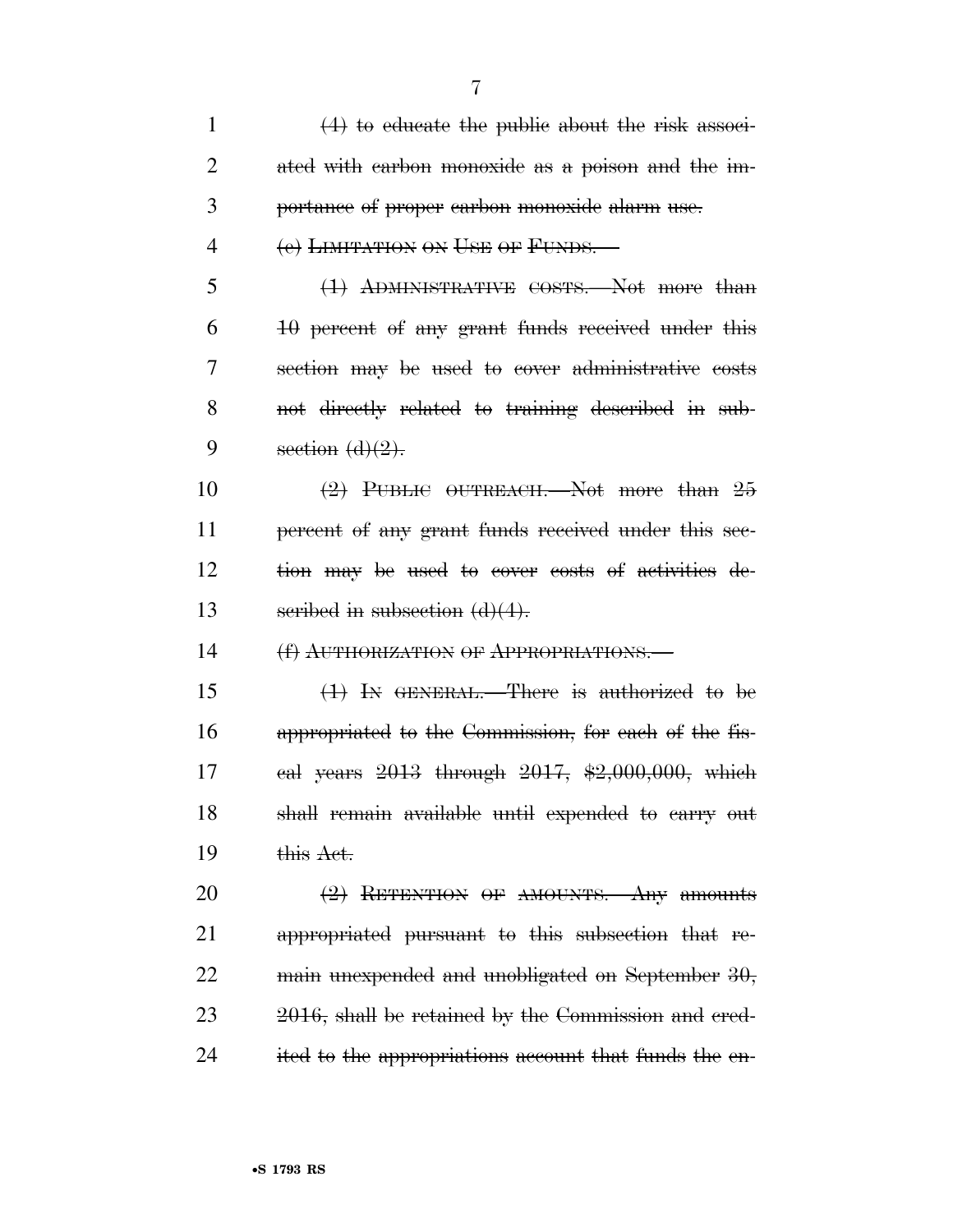~~(4) to educate the public about the risk associated with carbon monoxide as a poison and the importance of proper carbon monoxide alarm use.~~

~~(e) LIMITATION ON USE OF FUNDS.—~~

~~(1) ADMINISTRATIVE COSTS.—Not more than 10 percent of any grant funds received under this section may be used to cover administrative costs not directly related to training described in subsection (d)(2).~~

~~(2) PUBLIC OUTREACH.—Not more than 25 percent of any grant funds received under this section may be used to cover costs of activities described in subsection (d)(4).~~

~~(f) AUTHORIZATION OF APPROPRIATIONS.—~~

~~(1) IN GENERAL.—There is authorized to be appropriated to the Commission, for each of the fiscal years 2013 through 2017, $2,000,000, which shall remain available until expended to carry out this Act.~~

~~(2) RETENTION OF AMOUNTS.—Any amounts appropriated pursuant to this subsection that remain unexpended and unobligated on September 30, 2016, shall be retained by the Commission and credited to the appropriations account that funds the en-~~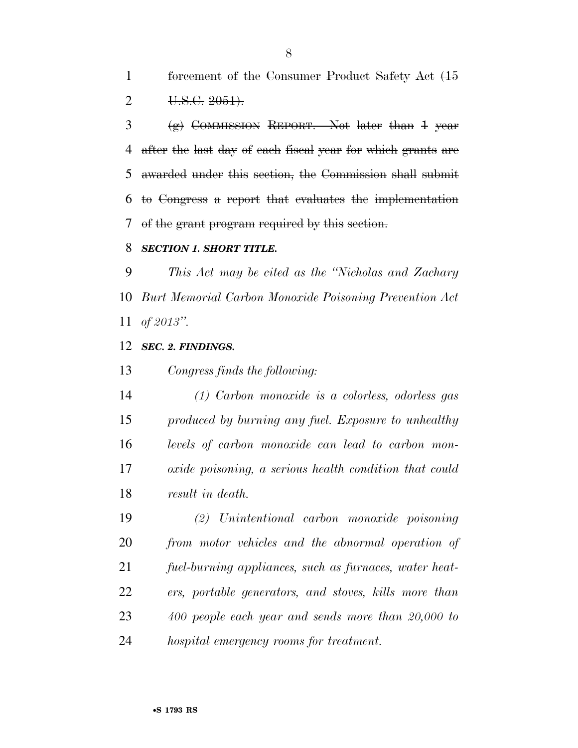~~forcement of the Consumer Product Safety Act (15 U.S.C. 2051).~~

~~(g) COMMISSION REPORT.—Not later than 1 year after the last day of each fiscal year for which grants are awarded under this section, the Commission shall submit to Congress a report that evaluates the implementation of the grant program required by this section.~~

***SECTION 1. SHORT TITLE.***

*This Act may be cited as the "Nicholas and Zachary Burt Memorial Carbon Monoxide Poisoning Prevention Act of 2013".*

***SEC. 2. FINDINGS.***

*Congress finds the following:*

*(1) Carbon monoxide is a colorless, odorless gas produced by burning any fuel. Exposure to unhealthy levels of carbon monoxide can lead to carbon monoxide poisoning, a serious health condition that could result in death.*

*(2) Unintentional carbon monoxide poisoning from motor vehicles and the abnormal operation of fuel-burning appliances, such as furnaces, water heaters, portable generators, and stoves, kills more than 400 people each year and sends more than 20,000 to hospital emergency rooms for treatment.*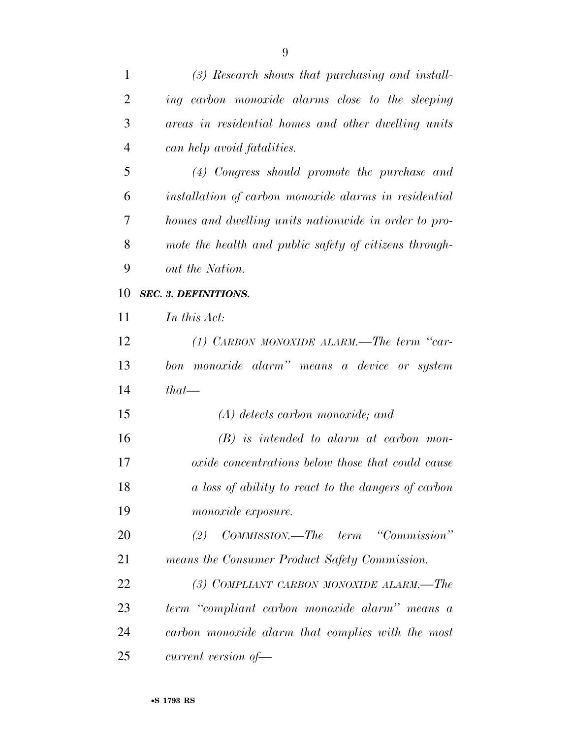*(3) Research shows that purchasing and installing carbon monoxide alarms close to the sleeping areas in residential homes and other dwelling units can help avoid fatalities.*

*(4) Congress should promote the purchase and installation of carbon monoxide alarms in residential homes and dwelling units nationwide in order to promote the health and public safety of citizens throughout the Nation.*

***SEC. 3. DEFINITIONS.***

*In this Act:*

*(1) CARBON MONOXIDE ALARM.—The term "carbon monoxide alarm" means a device or system that—*

*(A) detects carbon monoxide; and*

*(B) is intended to alarm at carbon monoxide concentrations below those that could cause a loss of ability to react to the dangers of carbon monoxide exposure.*

*(2) COMMISSION.—The term "Commission" means the Consumer Product Safety Commission.*

*(3) COMPLIANT CARBON MONOXIDE ALARM.—The term "compliant carbon monoxide alarm" means a carbon monoxide alarm that complies with the most current version of—*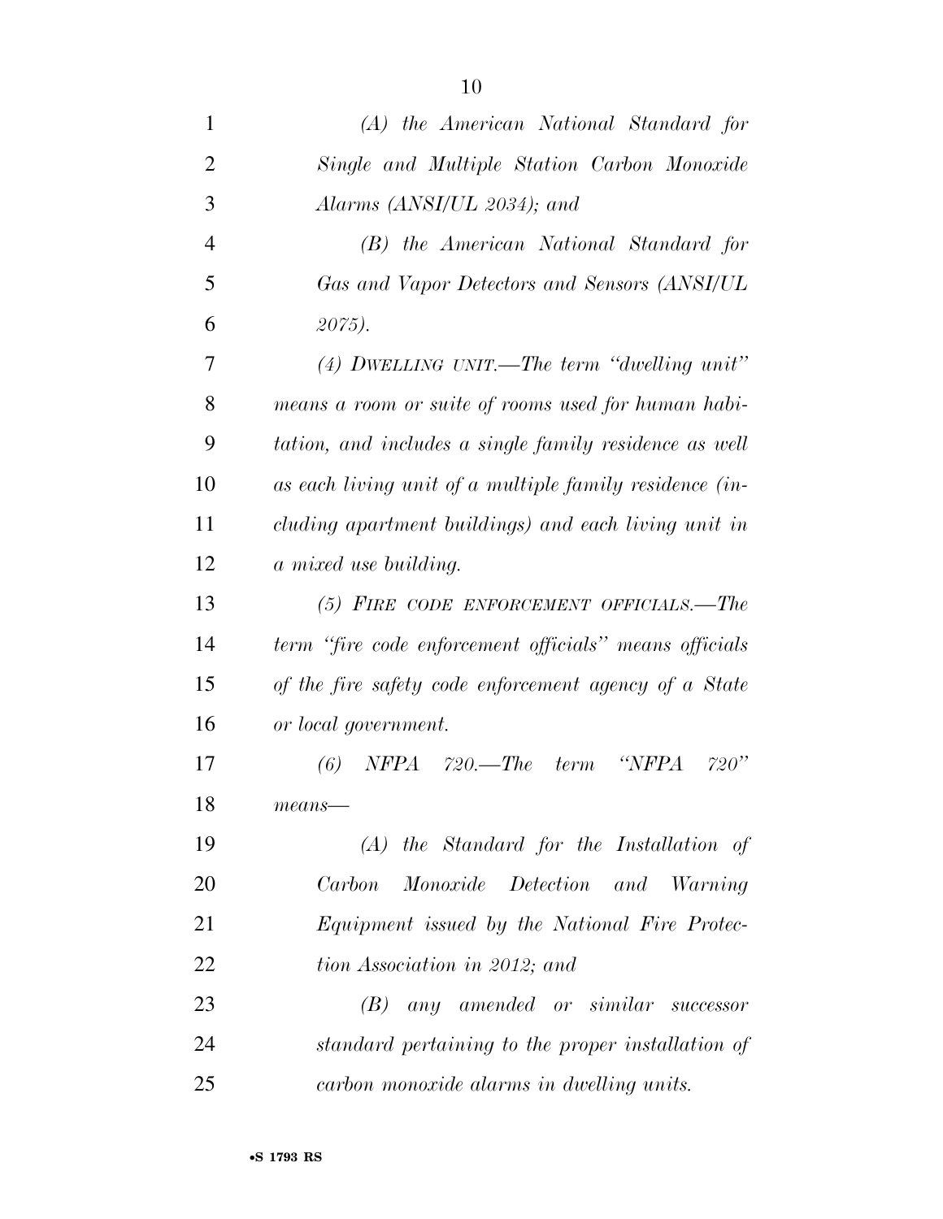*(A) the American National Standard for Single and Multiple Station Carbon Monoxide Alarms (ANSI/UL 2034); and*

*(B) the American National Standard for Gas and Vapor Detectors and Sensors (ANSI/UL 2075).*

*(4) DWELLING UNIT.—The term "dwelling unit" means a room or suite of rooms used for human habitation, and includes a single family residence as well as each living unit of a multiple family residence (including apartment buildings) and each living unit in a mixed use building.*

*(5) FIRE CODE ENFORCEMENT OFFICIALS.—The term "fire code enforcement officials" means officials of the fire safety code enforcement agency of a State or local government.*

*(6) NFPA 720.—The term "NFPA 720" means—*

*(A) the Standard for the Installation of Carbon Monoxide Detection and Warning Equipment issued by the National Fire Protection Association in 2012; and*

*(B) any amended or similar successor standard pertaining to the proper installation of carbon monoxide alarms in dwelling units.*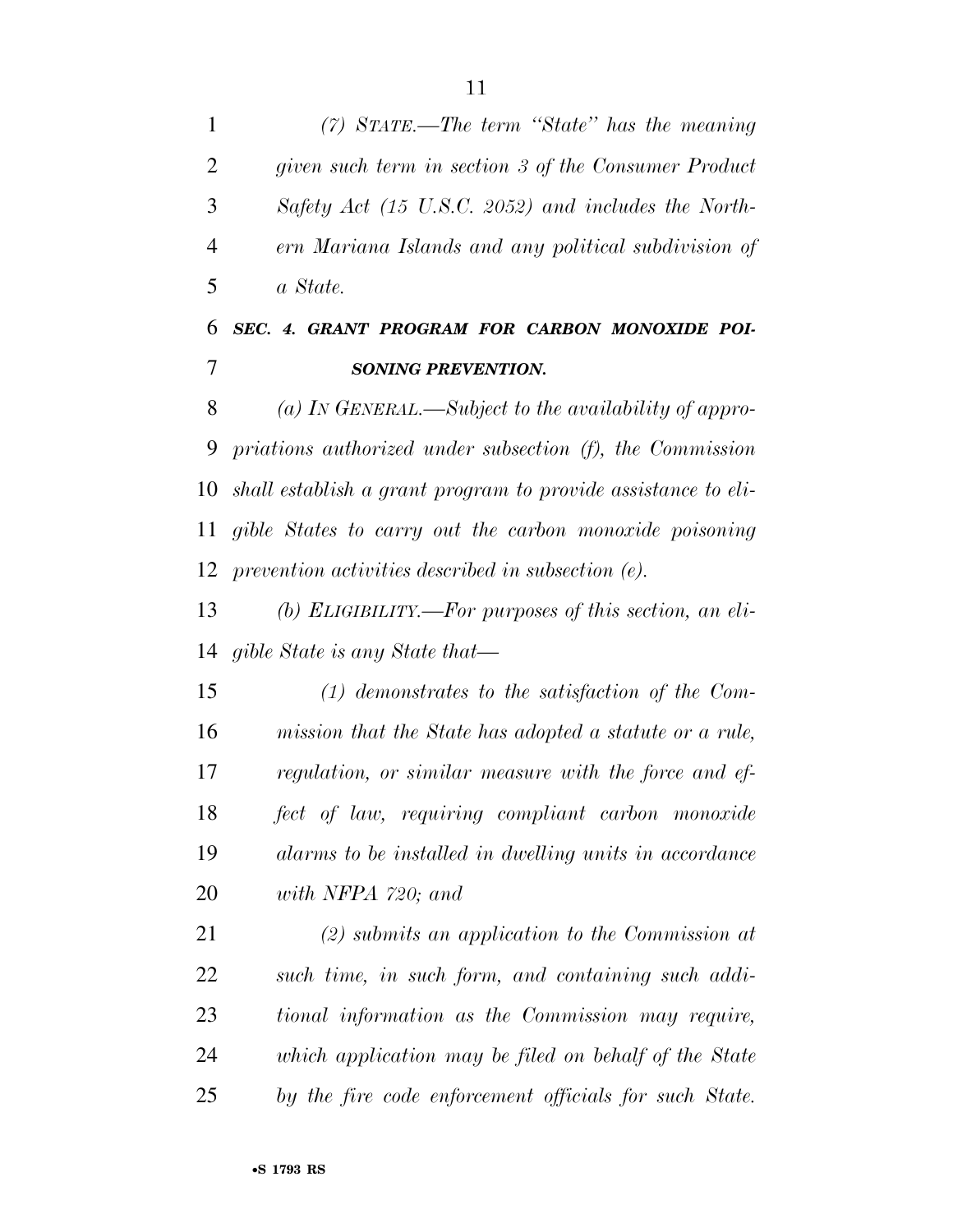*(7) STATE.—The term "State" has the meaning given such term in section 3 of the Consumer Product Safety Act (15 U.S.C. 2052) and includes the Northern Mariana Islands and any political subdivision of a State.*

***SEC. 4. GRANT PROGRAM FOR CARBON MONOXIDE POISONING PREVENTION.***

*(a) IN GENERAL.—Subject to the availability of appropriations authorized under subsection (f), the Commission shall establish a grant program to provide assistance to eligible States to carry out the carbon monoxide poisoning prevention activities described in subsection (e).*

*(b) ELIGIBILITY.—For purposes of this section, an eligible State is any State that—*

*(1) demonstrates to the satisfaction of the Commission that the State has adopted a statute or a rule, regulation, or similar measure with the force and effect of law, requiring compliant carbon monoxide alarms to be installed in dwelling units in accordance with NFPA 720; and*

*(2) submits an application to the Commission at such time, in such form, and containing such additional information as the Commission may require, which application may be filed on behalf of the State by the fire code enforcement officials for such State.*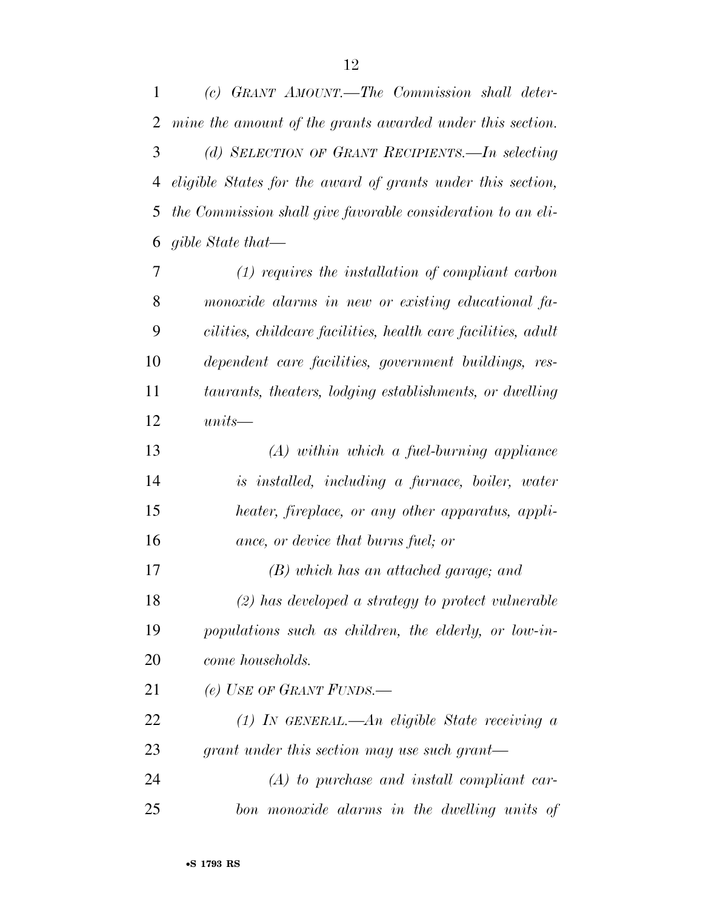*(c) GRANT AMOUNT.—The Commission shall determine the amount of the grants awarded under this section.*

*(d) SELECTION OF GRANT RECIPIENTS.—In selecting eligible States for the award of grants under this section, the Commission shall give favorable consideration to an eligible State that—*

*(1) requires the installation of compliant carbon monoxide alarms in new or existing educational facilities, childcare facilities, health care facilities, adult dependent care facilities, government buildings, restaurants, theaters, lodging establishments, or dwelling units—*

*(A) within which a fuel-burning appliance is installed, including a furnace, boiler, water heater, fireplace, or any other apparatus, appliance, or device that burns fuel; or*

*(B) which has an attached garage; and*

*(2) has developed a strategy to protect vulnerable populations such as children, the elderly, or low-income households.*

*(e) USE OF GRANT FUNDS.—*

*(1) IN GENERAL.—An eligible State receiving a grant under this section may use such grant—*

*(A) to purchase and install compliant carbon monoxide alarms in the dwelling units of*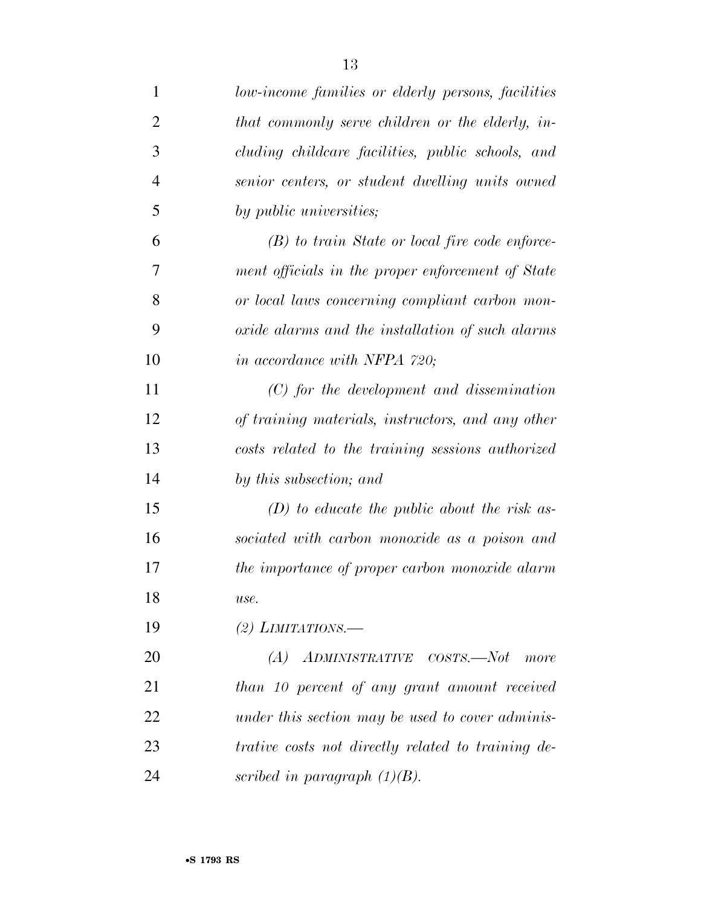*low-income families or elderly persons, facilities that commonly serve children or the elderly, including childcare facilities, public schools, and senior centers, or student dwelling units owned by public universities;*

*(B) to train State or local fire code enforcement officials in the proper enforcement of State or local laws concerning compliant carbon monoxide alarms and the installation of such alarms in accordance with NFPA 720;*

*(C) for the development and dissemination of training materials, instructors, and any other costs related to the training sessions authorized by this subsection; and*

*(D) to educate the public about the risk associated with carbon monoxide as a poison and the importance of proper carbon monoxide alarm use.*

*(2) LIMITATIONS.—*

*(A) ADMINISTRATIVE COSTS.—Not more than 10 percent of any grant amount received under this section may be used to cover administrative costs not directly related to training described in paragraph (1)(B).*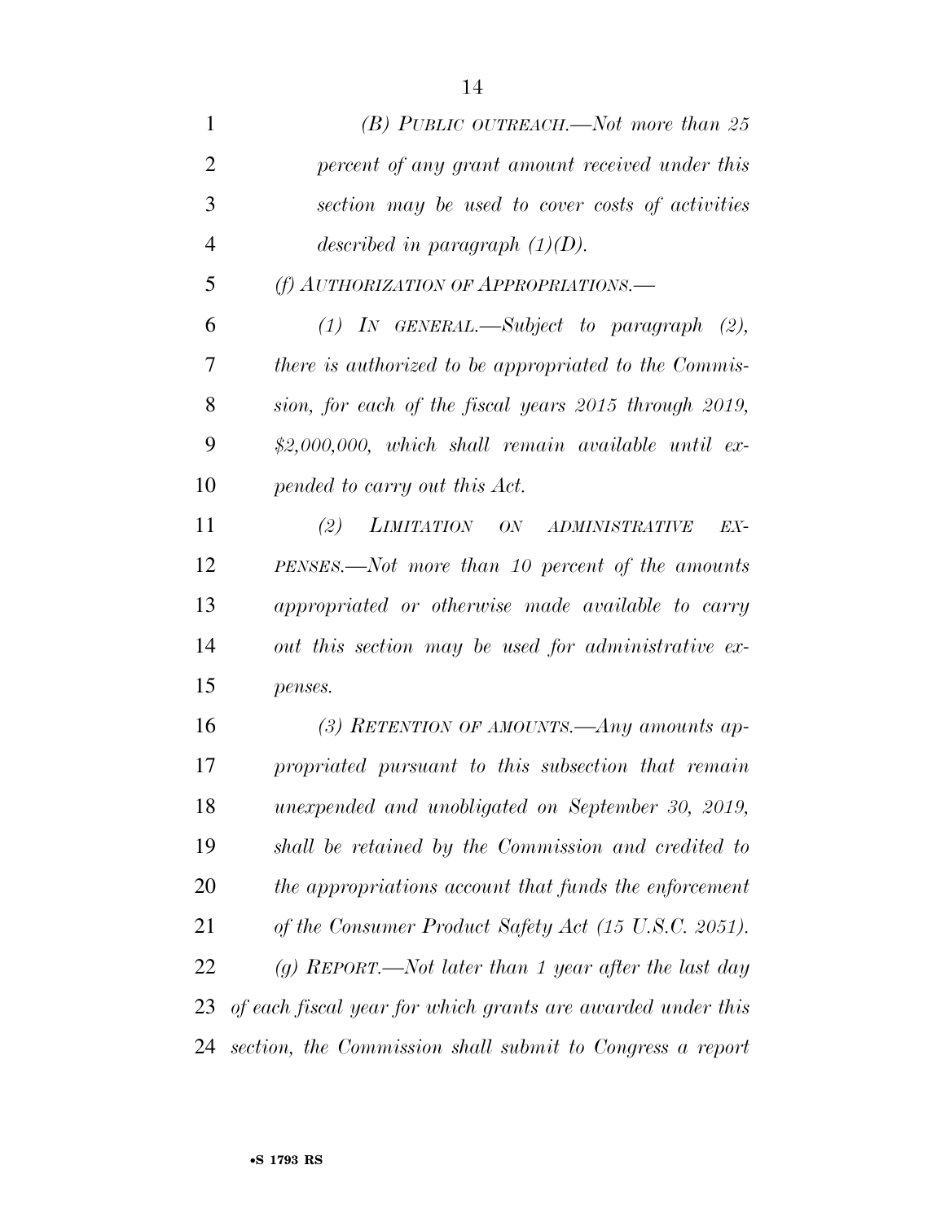*(B) PUBLIC OUTREACH.—Not more than 25 percent of any grant amount received under this section may be used to cover costs of activities described in paragraph (1)(D).*

*(f) AUTHORIZATION OF APPROPRIATIONS.—*

*(1) IN GENERAL.—Subject to paragraph (2), there is authorized to be appropriated to the Commission, for each of the fiscal years 2015 through 2019, $2,000,000, which shall remain available until expended to carry out this Act.*

*(2) LIMITATION ON ADMINISTRATIVE EXPENSES.—Not more than 10 percent of the amounts appropriated or otherwise made available to carry out this section may be used for administrative expenses.*

*(3) RETENTION OF AMOUNTS.—Any amounts appropriated pursuant to this subsection that remain unexpended and unobligated on September 30, 2019, shall be retained by the Commission and credited to the appropriations account that funds the enforcement of the Consumer Product Safety Act (15 U.S.C. 2051).*

*(g) REPORT.—Not later than 1 year after the last day of each fiscal year for which grants are awarded under this section, the Commission shall submit to Congress a report*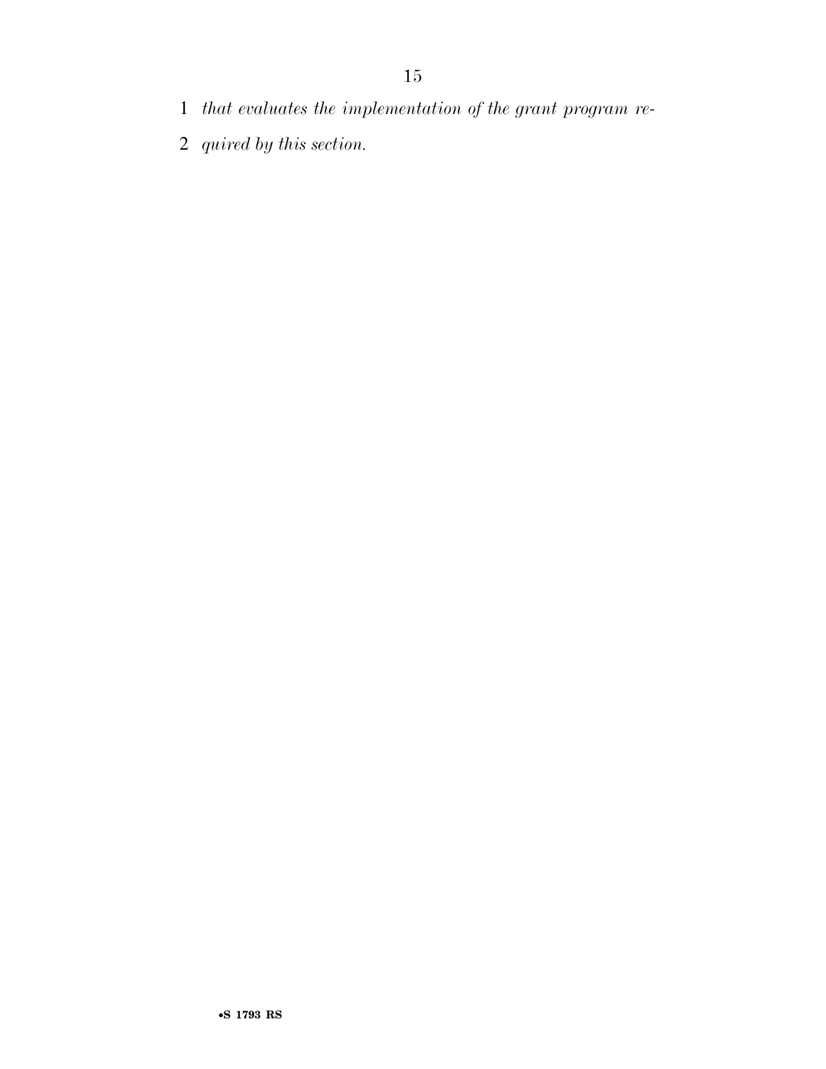*that evaluates the implementation of the grant program required by this section.*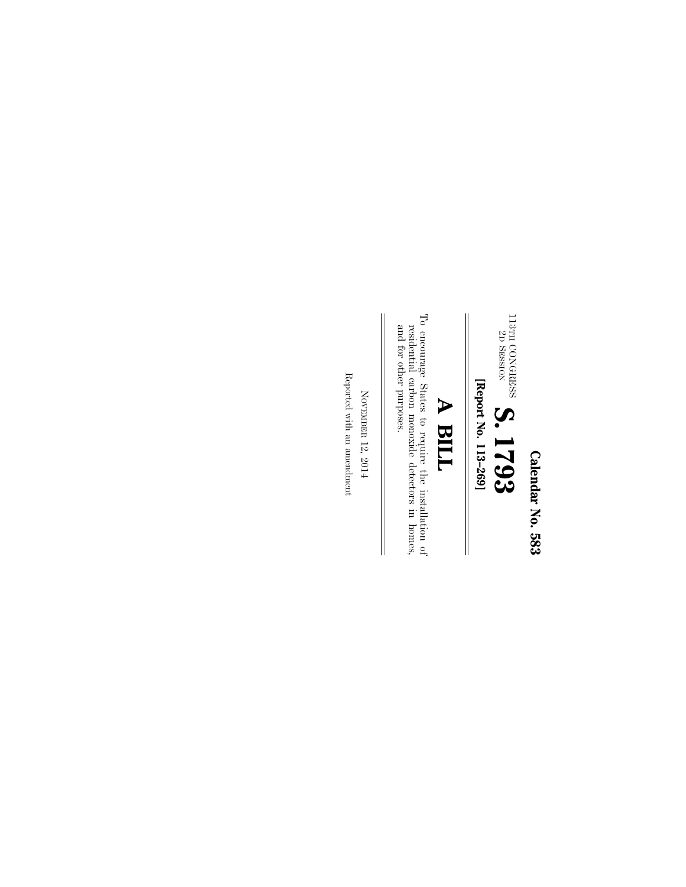Calendar No. 583

113TH CONGRESS
2D SESSION

# S. 1793

**[Report No. 113–269]**

# A BILL

To encourage States to require the installation of residential carbon monoxide detectors in homes, and for other purposes.

NOVEMBER 12, 2014

Reported with an amendment